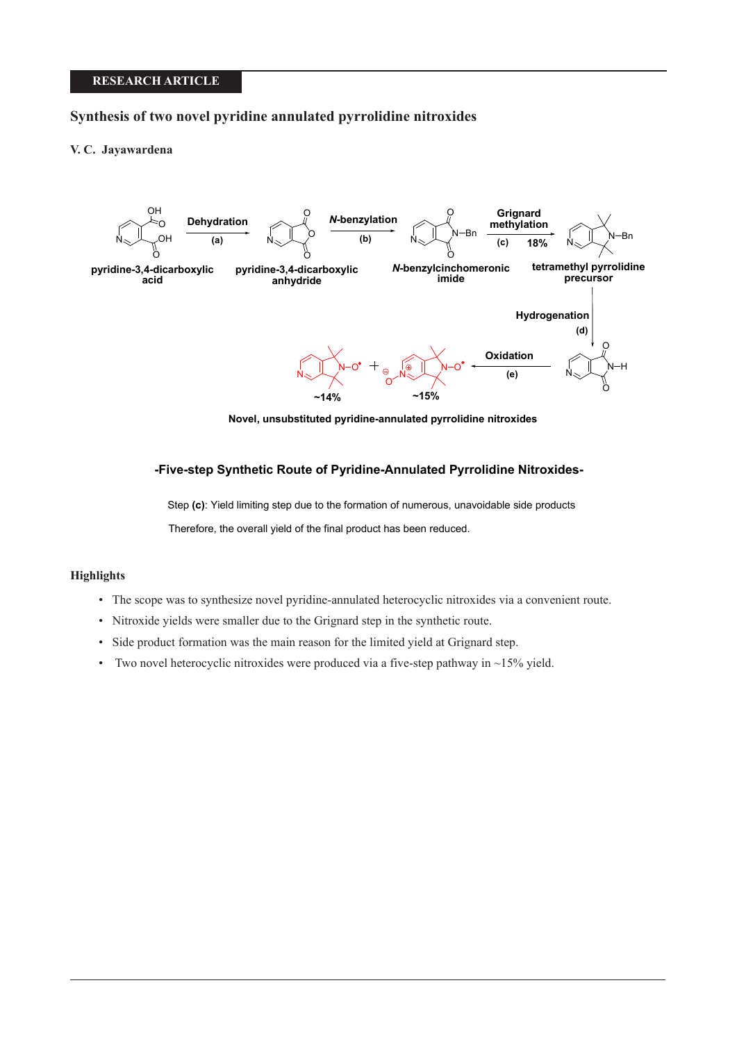RESEARCH ARTICLE

# Synthesis of two novel pyridine annulated pyrrolidine nitroxides

**V. C. Jayawardena**

pyridine-3,4-dicarboxylic acid → Dehydration (a) → pyridine-3,4-dicarboxylic anhydride → *N*-benzylation (b) → *N*-benzylcinchomeronic imide → Grignard methylation (c) 18% → tetramethyl pyrrolidine precursor → Hydrogenation (d) → Oxidation (e) → ~14% + ~15%

**Novel, unsubstituted pyridine-annulated pyrrolidine nitroxides**

**-Five-step Synthetic Route of Pyridine-Annulated Pyrrolidine Nitroxides-**

Step **(c)**: Yield limiting step due to the formation of numerous, unavoidable side products

Therefore, the overall yield of the final product has been reduced.

## Highlights

- The scope was to synthesize novel pyridine-annulated heterocyclic nitroxides via a convenient route.
- Nitroxide yields were smaller due to the Grignard step in the synthetic route.
- Side product formation was the main reason for the limited yield at Grignard step.
- Two novel heterocyclic nitroxides were produced via a five-step pathway in ~15% yield.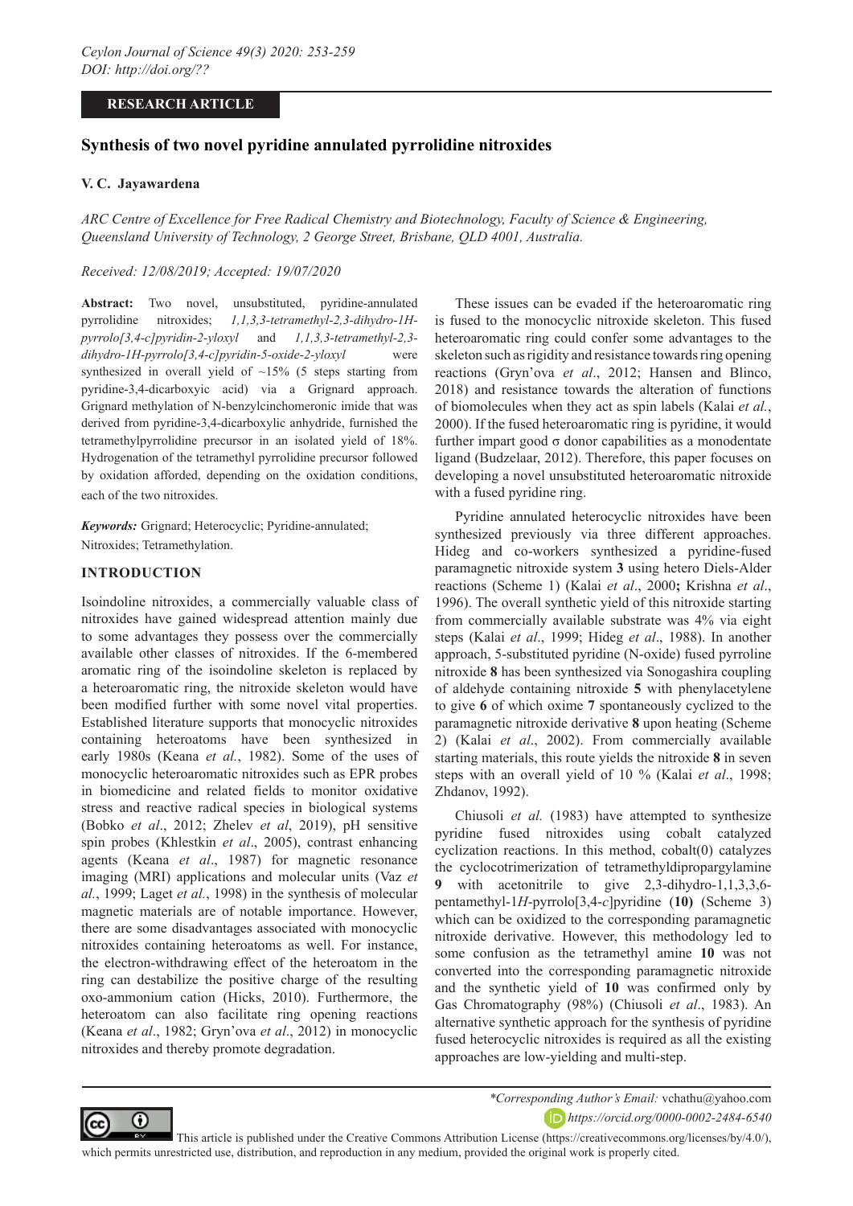*Ceylon Journal of Science 49(3) 2020: 253-259*
*DOI: http://doi.org/??*

**RESEARCH ARTICLE**

# Synthesis of two novel pyridine annulated pyrrolidine nitroxides

**V. C. Jayawardena**

*ARC Centre of Excellence for Free Radical Chemistry and Biotechnology, Faculty of Science & Engineering, Queensland University of Technology, 2 George Street, Brisbane, QLD 4001, Australia.*

*Received: 12/08/2019; Accepted: 19/07/2020*

**Abstract:** Two novel, unsubstituted, pyridine-annulated pyrrolidine nitroxides; *1,1,3,3-tetramethyl-2,3-dihydro-1H-pyrrolo[3,4-c]pyridin-2-yloxyl* and *1,1,3,3-tetramethyl-2,3-dihydro-1H-pyrrolo[3,4-c]pyridin-5-oxide-2-yloxyl* were synthesized in overall yield of ~15% (5 steps starting from pyridine-3,4-dicarboxyic acid) via a Grignard approach. Grignard methylation of N-benzylcinchomeronic imide that was derived from pyridine-3,4-dicarboxylic anhydride, furnished the tetramethylpyrrolidine precursor in an isolated yield of 18%. Hydrogenation of the tetramethyl pyrrolidine precursor followed by oxidation afforded, depending on the oxidation conditions, each of the two nitroxides.

***Keywords:*** Grignard; Heterocyclic; Pyridine-annulated; Nitroxides; Tetramethylation.

## INTRODUCTION

Isoindoline nitroxides, a commercially valuable class of nitroxides have gained widespread attention mainly due to some advantages they possess over the commercially available other classes of nitroxides. If the 6-membered aromatic ring of the isoindoline skeleton is replaced by a heteroaromatic ring, the nitroxide skeleton would have been modified further with some novel vital properties. Established literature supports that monocyclic nitroxides containing heteroatoms have been synthesized in early 1980s (Keana *et al.*, 1982). Some of the uses of monocyclic heteroaromatic nitroxides such as EPR probes in biomedicine and related fields to monitor oxidative stress and reactive radical species in biological systems (Bobko *et al*., 2012; Zhelev *et al*, 2019), pH sensitive spin probes (Khlestkin *et al*., 2005), contrast enhancing agents (Keana *et al*., 1987) for magnetic resonance imaging (MRI) applications and molecular units (Vaz *et al.*, 1999; Laget *et al.*, 1998) in the synthesis of molecular magnetic materials are of notable importance. However, there are some disadvantages associated with monocyclic nitroxides containing heteroatoms as well. For instance, the electron-withdrawing effect of the heteroatom in the ring can destabilize the positive charge of the resulting oxo-ammonium cation (Hicks, 2010). Furthermore, the heteroatom can also facilitate ring opening reactions (Keana *et al*., 1982; Gryn'ova *et al*., 2012) in monocyclic nitroxides and thereby promote degradation.

These issues can be evaded if the heteroaromatic ring is fused to the monocyclic nitroxide skeleton. This fused heteroaromatic ring could confer some advantages to the skeleton such as rigidity and resistance towards ring opening reactions (Gryn'ova *et al*., 2012; Hansen and Blinco, 2018) and resistance towards the alteration of functions of biomolecules when they act as spin labels (Kalai *et al.*, 2000). If the fused heteroaromatic ring is pyridine, it would further impart good σ donor capabilities as a monodentate ligand (Budzelaar, 2012). Therefore, this paper focuses on developing a novel unsubstituted heteroaromatic nitroxide with a fused pyridine ring.

Pyridine annulated heterocyclic nitroxides have been synthesized previously via three different approaches. Hideg and co-workers synthesized a pyridine-fused paramagnetic nitroxide system **3** using hetero Diels-Alder reactions (Scheme 1) (Kalai *et al*., 2000**;** Krishna *et al*., 1996). The overall synthetic yield of this nitroxide starting from commercially available substrate was 4% via eight steps (Kalai *et al*., 1999; Hideg *et al*., 1988). In another approach, 5-substituted pyridine (N-oxide) fused pyrroline nitroxide **8** has been synthesized via Sonogashira coupling of aldehyde containing nitroxide **5** with phenylacetylene to give **6** of which oxime **7** spontaneously cyclized to the paramagnetic nitroxide derivative **8** upon heating (Scheme 2) (Kalai *et al*., 2002). From commercially available starting materials, this route yields the nitroxide **8** in seven steps with an overall yield of 10 % (Kalai *et al*., 1998; Zhdanov, 1992).

Chiusoli *et al.* (1983) have attempted to synthesize pyridine fused nitroxides using cobalt catalyzed cyclization reactions. In this method, cobalt(0) catalyzes the cyclocotrimerization of tetramethyldipropargylamine **9** with acetonitrile to give 2,3-dihydro-1,1,3,3,6-pentamethyl-1*H*-pyrrolo[3,4-*c*]pyridine (**10)** (Scheme 3) which can be oxidized to the corresponding paramagnetic nitroxide derivative. However, this methodology led to some confusion as the tetramethyl amine **10** was not converted into the corresponding paramagnetic nitroxide and the synthetic yield of **10** was confirmed only by Gas Chromatography (98%) (Chiusoli *et al*., 1983). An alternative synthetic approach for the synthesis of pyridine fused heterocyclic nitroxides is required as all the existing approaches are low-yielding and multi-step.

---

**Corresponding Author's Email:* vchathu@yahoo.com

*https://orcid.org/0000-0002-2484-6540*

This article is published under the Creative Commons Attribution License (https://creativecommons.org/licenses/by/4.0/), which permits unrestricted use, distribution, and reproduction in any medium, provided the original work is properly cited.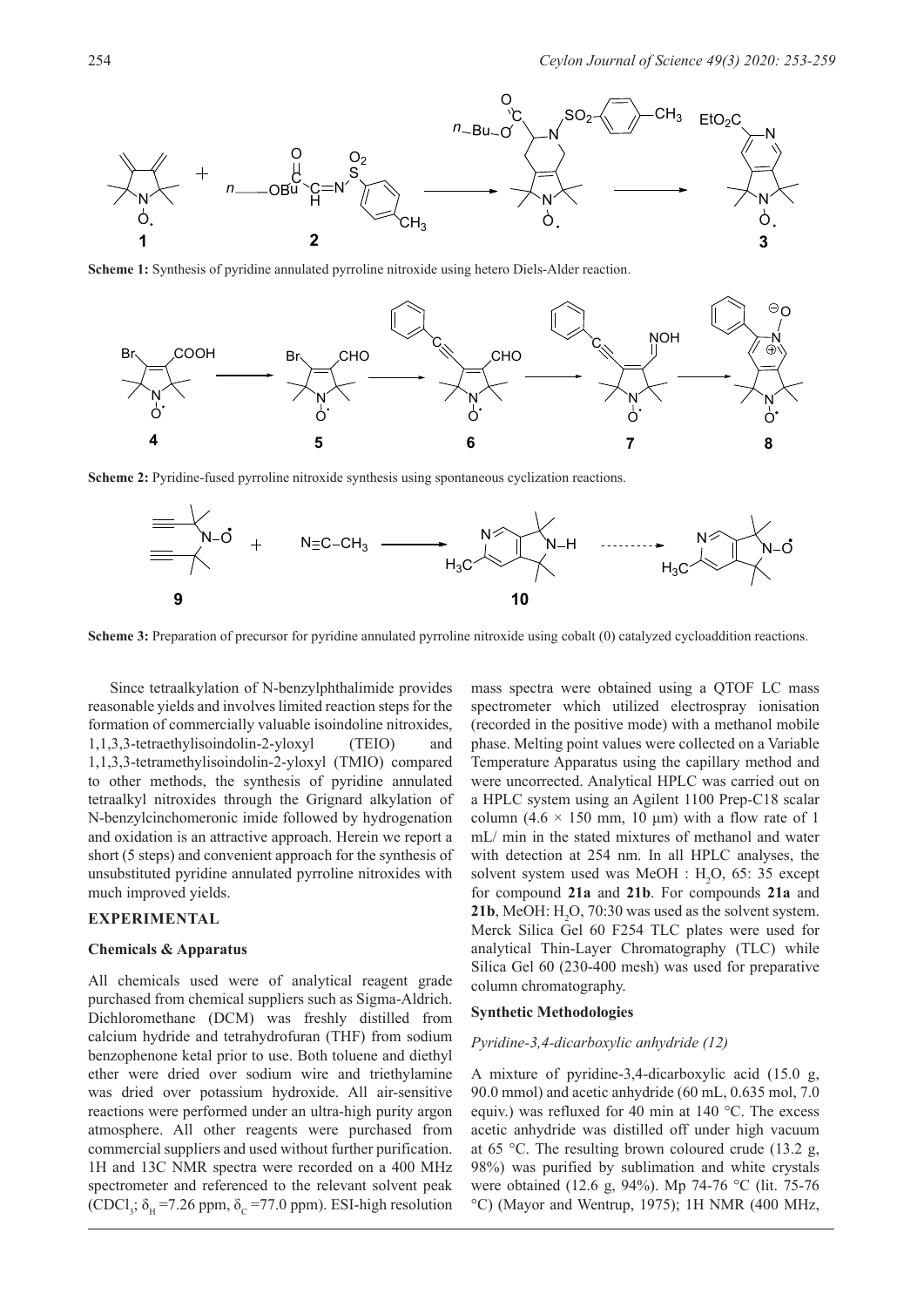**Scheme 1:** Synthesis of pyridine annulated pyrroline nitroxide using hetero Diels-Alder reaction.

**Scheme 2:** Pyridine-fused pyrroline nitroxide synthesis using spontaneous cyclization reactions.

**Scheme 3:** Preparation of precursor for pyridine annulated pyrroline nitroxide using cobalt (0) catalyzed cycloaddition reactions.

Since tetraalkylation of N-benzylphthalimide provides reasonable yields and involves limited reaction steps for the formation of commercially valuable isoindoline nitroxides, 1,1,3,3-tetraethylisoindolin-2-yloxyl (TEIO) and 1,1,3,3-tetramethylisoindolin-2-yloxyl (TMIO) compared to other methods, the synthesis of pyridine annulated tetraalkyl nitroxides through the Grignard alkylation of N-benzylcinchomeronic imide followed by hydrogenation and oxidation is an attractive approach. Herein we report a short (5 steps) and convenient approach for the synthesis of unsubstituted pyridine annulated pyrroline nitroxides with much improved yields.

## EXPERIMENTAL

### Chemicals & Apparatus

All chemicals used were of analytical reagent grade purchased from chemical suppliers such as Sigma-Aldrich. Dichloromethane (DCM) was freshly distilled from calcium hydride and tetrahydrofuran (THF) from sodium benzophenone ketal prior to use. Both toluene and diethyl ether were dried over sodium wire and triethylamine was dried over potassium hydroxide. All air-sensitive reactions were performed under an ultra-high purity argon atmosphere. All other reagents were purchased from commercial suppliers and used without further purification. 1H and 13C NMR spectra were recorded on a 400 MHz spectrometer and referenced to the relevant solvent peak ($CDCl_3$; $\delta_H$ =7.26 ppm, $\delta_C$ =77.0 ppm). ESI-high resolution mass spectra were obtained using a QTOF LC mass spectrometer which utilized electrospray ionisation (recorded in the positive mode) with a methanol mobile phase. Melting point values were collected on a Variable Temperature Apparatus using the capillary method and were uncorrected. Analytical HPLC was carried out on a HPLC system using an Agilent 1100 Prep-C18 scalar column (4.6 × 150 mm, 10 μm) with a flow rate of 1 mL/ min in the stated mixtures of methanol and water with detection at 254 nm. In all HPLC analyses, the solvent system used was MeOH : $H_2O$, 65: 35 except for compound **21a** and **21b**. For compounds **21a** and **21b**, MeOH: $H_2O$, 70:30 was used as the solvent system. Merck Silica Gel 60 F254 TLC plates were used for analytical Thin-Layer Chromatography (TLC) while Silica Gel 60 (230-400 mesh) was used for preparative column chromatography.

### Synthetic Methodologies

#### *Pyridine-3,4-dicarboxylic anhydride (12)*

A mixture of pyridine-3,4-dicarboxylic acid (15.0 g, 90.0 mmol) and acetic anhydride (60 mL, 0.635 mol, 7.0 equiv.) was refluxed for 40 min at 140 °C. The excess acetic anhydride was distilled off under high vacuum at 65 °C. The resulting brown coloured crude (13.2 g, 98%) was purified by sublimation and white crystals were obtained (12.6 g, 94%). Mp 74-76 °C (lit. 75-76 °C) (Mayor and Wentrup, 1975); 1H NMR (400 MHz,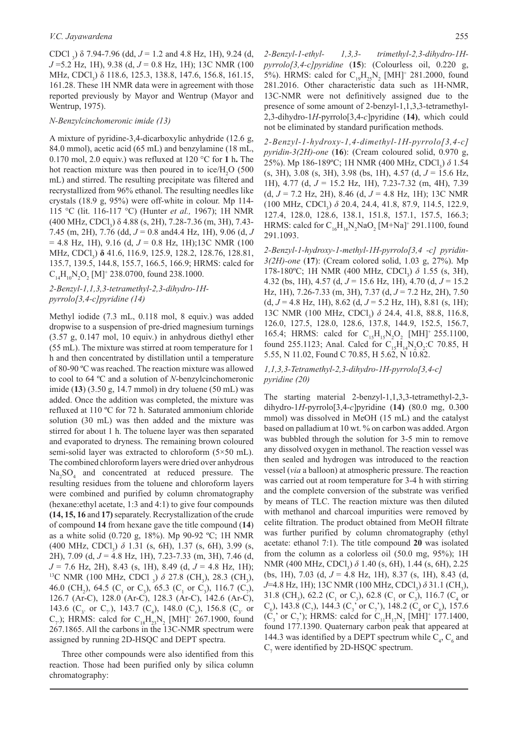$CDCl_3$) δ 7.94-7.96 (dd, *J* = 1.2 and 4.8 Hz, 1H), 9.24 (d, *J* =5.2 Hz, 1H), 9.38 (d, *J* = 0.8 Hz, 1H); 13C NMR (100 MHz, $CDCl_3$) δ 118.6, 125.3, 138.8, 147.6, 156.8, 161.15, 161.28. These 1H NMR data were in agreement with those reported previously by Mayor and Wentrup (Mayor and Wentrup, 1975).

### *N-Benzylcinchomeronic imide (13)*

A mixture of pyridine-3,4-dicarboxylic anhydride (12.6 g, 84.0 mmol), acetic acid (65 mL) and benzylamine (18 mL, 0.170 mol, 2.0 equiv.) was refluxed at 120 °C for **1** h**.** The hot reaction mixture was then poured in to ice/$H_2O$ (500 mL) and stirred. The resulting precipitate was filtered and recrystallized from 96% ethanol. The resulting needles like crystals (18.9 g, 95%) were off-white in colour. Mp 114-115 °C (lit. 116-117 °C) (Hunter *et al.,* 1967); 1H NMR (400 MHz, $CDCl_3$) δ 4.88 (s, 2H), 7.28-7.36 (m, 3H), 7.43-7.45 (m, 2H), 7.76 (dd, *J* = 0.8 and4.4 Hz, 1H), 9.06 (d, *J* = 4.8 Hz, 1H), 9.16 (d, *J* = 0.8 Hz, 1H);13C NMR (100 MHz, $CDCl_3$) **δ** 41.6, 116.9, 125.9, 128.2, 128.76, 128.81, 135.7, 139.5, 144.8, 155.7, 166.5, 166.9; HRMS: calcd for $C_{14}H_{10}N_2O_2$ $[M]^+$ 238.0700, found 238.1000.

### *2-Benzyl-1,1,3,3-tetramethyl-2,3-dihydro-1H-pyrrolo[3,4-c]pyridine (14)*

Methyl iodide (7.3 mL, 0.118 mol, 8 equiv.) was added dropwise to a suspension of pre-dried magnesium turnings (3.57 g, 0.147 mol, 10 equiv.) in anhydrous diethyl ether (55 mL). The mixture was stirred at room temperature for 1 h and then concentrated by distillation until a temperature of 80-90 ºC was reached. The reaction mixture was allowed to cool to 64 ºC and a solution of *N*-benzylcinchomeronic imide (**13**) (3.50 g, 14.7 mmol) in dry toluene (50 mL) was added. Once the addition was completed, the mixture was refluxed at 110 ºC for 72 h. Saturated ammonium chloride solution (30 mL) was then added and the mixture was stirred for about 1 h. The toluene layer was then separated and evaporated to dryness. The remaining brown coloured semi-solid layer was extracted to chloroform (5×50 mL). The combined chloroform layers were dried over anhydrous $Na_2SO_4$ and concentrated at reduced pressure. The resulting residues from the toluene and chloroform layers were combined and purified by column chromatography (hexane:ethyl acetate, 1:3 and 4:1) to give four compounds **(14, 15, 16** and **17)** separately. Recrystallization of the crude of compound **14** from hexane gave the title compound (**14**) as a white solid (0.720 g, 18%). Mp 90-92 ºC; 1H NMR (400 MHz, $CDCl_3$) *δ* 1.31 (s, 6H), 1.37 (s, 6H), 3.99 (s, 2H), 7.09 (d, *J* = 4.8 Hz, 1H), 7.23-7.33 (m, 3H), 7.46 (d, *J* = 7.6 Hz, 2H), 8.43 (s, 1H), 8.49 (d, *J* = 4.8 Hz, 1H); $^{13}$C NMR (100 MHz, $CDCl_3$) *δ* 27.8 ($CH_3$), 28.3 ($CH_3$), 46.0 ($CH_2$), 64.5 ($C_1$ or $C_3$), 65.3 ($C_1$ or $C_3$), 116.7 ($C_7$), 126.7 (Ar-C), 128.0 (Ar-C), 128.3 (Ar-C), 142.6 (Ar-C), 143.6 ($C_{3'}$ or $C_{7'}$), 143.7 ($C_4$), 148.0 ($C_6$), 156.8 ($C_{3'}$ or $C_{7'}$); HRMS: calcd for $C_{18}H_{23}N_2$ $[MH]^+$ 267.1900, found 267.1865. All the carbons in the 13C-NMR spectrum were assigned by running 2D-HSQC and DEPT spectra.

Three other compounds were also identified from this reaction. Those had been purified only by silica column chromatography:

*2-Benzyl-1-ethyl- 1,3,3- trimethyl-2,3-dihydro-1H-pyrrolo[3,4-c]pyridine* (**15**): (Colourless oil, 0.220 g, 5%). HRMS: calcd for $C_{19}H_{25}N_2$ $[MH]^+$ 281.2000, found 281.2016. Other characteristic data such as 1H-NMR, 13C-NMR were not definitively assigned due to the presence of some amount of 2-benzyl-1,1,3,3-tetramethyl-2,3-dihydro-1*H*-pyrrolo[3,4-*c*]pyridine (**14)**, which could not be eliminated by standard purification methods.

*2-Benzyl-1-hydroxy-1,4-dimethyl-1H-pyrrolo[3,4-c] pyridin-3(2H)-one* (**16**): (Cream coloured solid, 0.970 g, 25%). Mp 186-189ºC; 1H NMR (400 MHz, $CDCl_3$) *δ* 1.54 (s, 3H), 3.08 (s, 3H), 3.98 (bs, 1H), 4.57 (d, *J* = 15.6 Hz, 1H), 4.77 (d, *J* = 15.2 Hz, 1H), 7.23-7.32 (m, 4H), 7.39 (d, *J* = 7.2 Hz, 2H), 8.46 (d, *J* = 4.8 Hz, 1H); 13C NMR (100 MHz, $CDCl_3$) *δ* 20.4, 24.4, 41.8, 87.9, 114.5, 122.9, 127.4, 128.0, 128.6, 138.1, 151.8, 157.1, 157.5, 166.3; HRMS: calcd for $C_{16}H_{16}N_2NaO_2$ $[M+Na]^+$ 291.1100, found 291.1093.

*2-Benzyl-1-hydroxy-1-methyl-1H-pyrrolo[3,4 -c] pyridin-3(2H)-one* (**17**): (Cream colored solid, 1.03 g, 27%). Mp 178-180ºC; 1H NMR (400 MHz, $CDCl_3$) *δ* 1.55 (s, 3H), 4.32 (bs, 1H), 4.57 (d, *J* = 15.6 Hz, 1H), 4.70 (d, *J* = 15.2 Hz, 1H), 7.26-7.33 (m, 3H), 7.37 (d, *J* = 7.2 Hz, 2H), 7.50 (d, *J* = 4.8 Hz, 1H), 8.62 (d, *J* = 5.2 Hz, 1H), 8.81 (s, 1H); 13C NMR (100 MHz, $CDCl_3$) *δ* 24.4, 41.8, 88.8, 116.8, 126.0, 127.5, 128.0, 128.6, 137.8, 144.9, 152.5, 156.7, 165.4; HRMS: calcd for $C_{15}H_{15}N_2O_2$ $[MH]^+$ 255.1100, found 255.1123; Anal. Calcd for $C_{15}H_{14}N_2O_2$:C 70.85, H 5.55, N 11.02, Found C 70.85, H 5.62, N 10.82.

### *1,1,3,3-Tetramethyl-2,3-dihydro-1H-pyrrolo[3,4-c] pyridine (20)*

The starting material 2-benzyl-1,1,3,3-tetramethyl-2,3-dihydro-1*H*-pyrrolo[3,4-*c*]pyridine (**14**) (80.0 mg, 0.300 mmol) was dissolved in MeOH (15 mL) and the catalyst based on palladium at 10 wt. % on carbon was added. Argon was bubbled through the solution for 3-5 min to remove any dissolved oxygen in methanol. The reaction vessel was then sealed and hydrogen was introduced to the reaction vessel (*via* a balloon) at atmospheric pressure. The reaction was carried out at room temperature for 3-4 h with stirring and the complete conversion of the substrate was verified by means of TLC. The reaction mixture was then diluted with methanol and charcoal impurities were removed by celite filtration. The product obtained from MeOH filtrate was further purified by column chromatography (ethyl acetate: ethanol 7:1). The title compound **20** was isolated from the column as a colorless oil (50.0 mg, 95%); 1H NMR (400 MHz, $CDCl_3$) *δ* 1.40 (s, 6H), 1.44 (s, 6H), 2.25 (bs, 1H), 7.03 (d, *J* = 4.8 Hz, 1H), 8.37 (s, 1H), 8.43 (d, *J*=4.8 Hz, 1H); 13C NMR (100 MHz, $CDCl_3$) *δ* 31.1 ($CH_3$), 31.8 ($CH_3$), 62.2 ($C_1$ or $C_3$), 62.8 ($C_1$ or $C_3$), 116.7 ($C_4$ or $C_6$), 143.8 ($C_7$), 144.3 ($C_3$' or $C_7$'), 148.2 ($C_4$ or $C_6$), 157.6 ($C_3$' or $C_7$'); HRMS: calcd for $C_{11}H_{17}N_2$ $[MH]^+$ 177.1400, found 177.1390. Quaternary carbon peak that appeared at 144.3 was identified by a DEPT spectrum while $C_4$, $C_6$ and $C_7$ were identified by 2D-HSQC spectrum.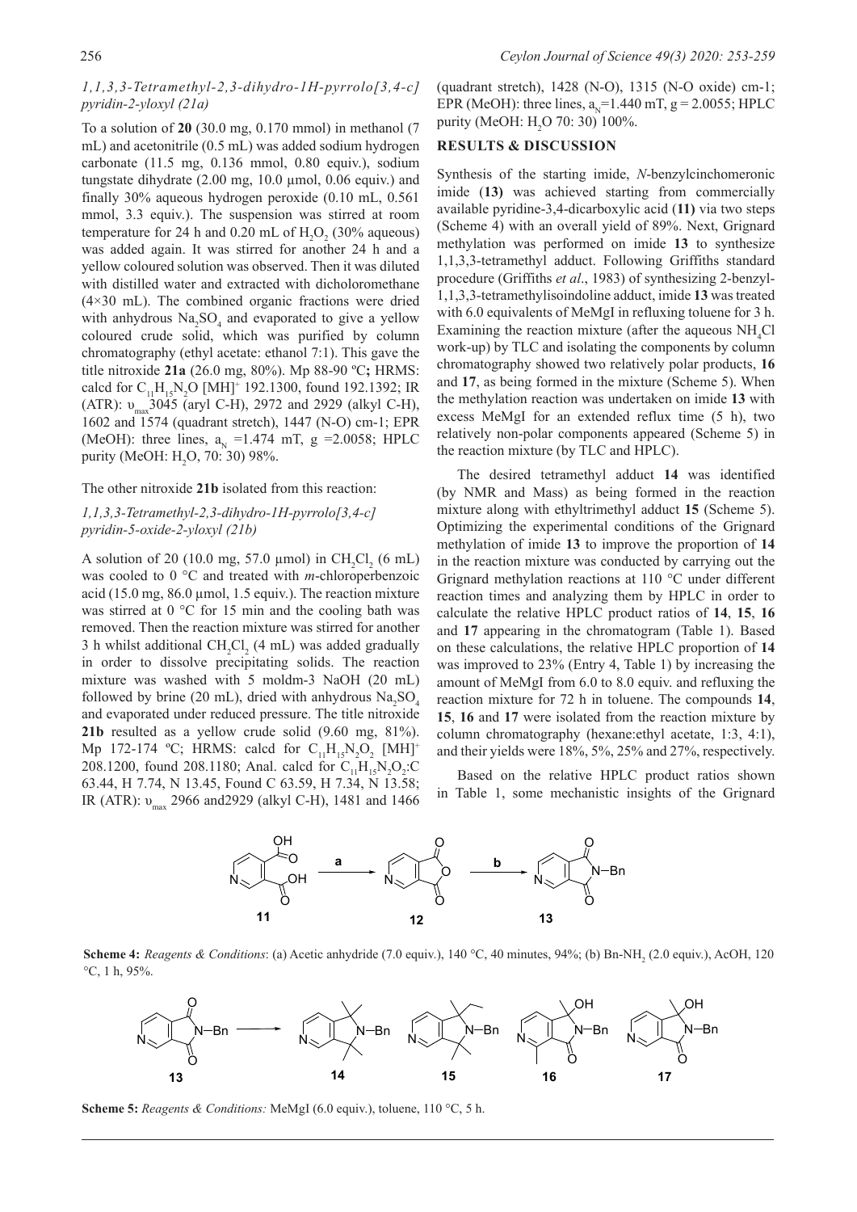### *1,1,3,3-Tetramethyl-2,3-dihydro-1H-pyrrolo[3,4-c] pyridin-2-yloxyl (21a)*

To a solution of **20** (30.0 mg, 0.170 mmol) in methanol (7 mL) and acetonitrile (0.5 mL) was added sodium hydrogen carbonate (11.5 mg, 0.136 mmol, 0.80 equiv.), sodium tungstate dihydrate (2.00 mg, 10.0 µmol, 0.06 equiv.) and finally 30% aqueous hydrogen peroxide (0.10 mL, 0.561 mmol, 3.3 equiv.). The suspension was stirred at room temperature for 24 h and 0.20 mL of $H_2O_2$ (30% aqueous) was added again. It was stirred for another 24 h and a yellow coloured solution was observed. Then it was diluted with distilled water and extracted with dicholoromethane (4×30 mL). The combined organic fractions were dried with anhydrous $Na_2SO_4$ and evaporated to give a yellow coloured crude solid, which was purified by column chromatography (ethyl acetate: ethanol 7:1). This gave the title nitroxide **21a** (26.0 mg, 80%). Mp 88-90 ºC**;** HRMS: calcd for $C_{11}H_{15}N_2O$ $[MH]^+$ 192.1300, found 192.1392; IR (ATR): $\upsilon_{max}$ 3045 (aryl C-H), 2972 and 2929 (alkyl C-H), 1602 and 1574 (quadrant stretch), 1447 (N-O) cm-1; EPR (MeOH): three lines, $a_N$ =1.474 mT, g =2.0058; HPLC purity (MeOH: $H_2O$, 70: 30) 98%.

The other nitroxide **21b** isolated from this reaction:

### *1,1,3,3-Tetramethyl-2,3-dihydro-1H-pyrrolo[3,4-c] pyridin-5-oxide-2-yloxyl (21b)*

A solution of 20 (10.0 mg, 57.0 µmol) in $CH_2Cl_2$ (6 mL) was cooled to 0 °C and treated with *m*-chloroperbenzoic acid (15.0 mg, 86.0 µmol, 1.5 equiv.). The reaction mixture was stirred at 0 °C for 15 min and the cooling bath was removed. Then the reaction mixture was stirred for another 3 h whilst additional $CH_2Cl_2$ (4 mL) was added gradually in order to dissolve precipitating solids. The reaction mixture was washed with 5 moldm-3 NaOH (20 mL) followed by brine (20 mL), dried with anhydrous $Na_2SO_4$ and evaporated under reduced pressure. The title nitroxide **21b** resulted as a yellow crude solid (9.60 mg, 81%). Mp 172-174 ºC; HRMS: calcd for $C_{11}H_{15}N_2O_2$ $[MH]^+$ 208.1200, found 208.1180; Anal. calcd for $C_{11}H_{15}N_2O_2$:C 63.44, H 7.74, N 13.45, Found C 63.59, H 7.34, N 13.58; IR (ATR): $\upsilon_{max}$ 2966 and2929 (alkyl C-H), 1481 and 1466 (quadrant stretch), 1428 (N-O), 1315 (N-O oxide) cm-1; EPR (MeOH): three lines, $a_N$=1.440 mT, g = 2.0055; HPLC purity (MeOH: $H_2O$ 70: 30) 100%.

## RESULTS & DISCUSSION

Synthesis of the starting imide, *N*-benzylcinchomeronic imide (**13**) was achieved starting from commercially available pyridine-3,4-dicarboxylic acid (**11)** via two steps (Scheme 4) with an overall yield of 89%. Next, Grignard methylation was performed on imide **13** to synthesize 1,1,3,3-tetramethyl adduct. Following Griffiths standard procedure (Griffiths *et al*., 1983) of synthesizing 2-benzyl-1,1,3,3-tetramethylisoindoline adduct, imide **13** was treated with 6.0 equivalents of MeMgI in refluxing toluene for 3 h. Examining the reaction mixture (after the aqueous $NH_4Cl$ work-up) by TLC and isolating the components by column chromatography showed two relatively polar products, **16** and **17**, as being formed in the mixture (Scheme 5). When the methylation reaction was undertaken on imide **13** with excess MeMgI for an extended reflux time (5 h), two relatively non-polar components appeared (Scheme 5) in the reaction mixture (by TLC and HPLC).

The desired tetramethyl adduct **14** was identified (by NMR and Mass) as being formed in the reaction mixture along with ethyltrimethyl adduct **15** (Scheme 5). Optimizing the experimental conditions of the Grignard methylation of imide **13** to improve the proportion of **14** in the reaction mixture was conducted by carrying out the Grignard methylation reactions at 110 °C under different reaction times and analyzing them by HPLC in order to calculate the relative HPLC product ratios of **14**, **15**, **16** and **17** appearing in the chromatogram (Table 1). Based on these calculations, the relative HPLC proportion of **14** was improved to 23% (Entry 4, Table 1) by increasing the amount of MeMgI from 6.0 to 8.0 equiv. and refluxing the reaction mixture for 72 h in toluene. The compounds **14**, **15**, **16** and **17** were isolated from the reaction mixture by column chromatography (hexane:ethyl acetate, 1:3, 4:1), and their yields were 18%, 5%, 25% and 27%, respectively.

Based on the relative HPLC product ratios shown in Table 1, some mechanistic insights of the Grignard

**Scheme 4:** *Reagents & Conditions*: (a) Acetic anhydride (7.0 equiv.), 140 °C, 40 minutes, 94%; (b) Bn-$NH_2$ (2.0 equiv.), AcOH, 120 °C, 1 h, 95%.

**Scheme 5:** *Reagents & Conditions:* MeMgI (6.0 equiv.), toluene, 110 °C, 5 h.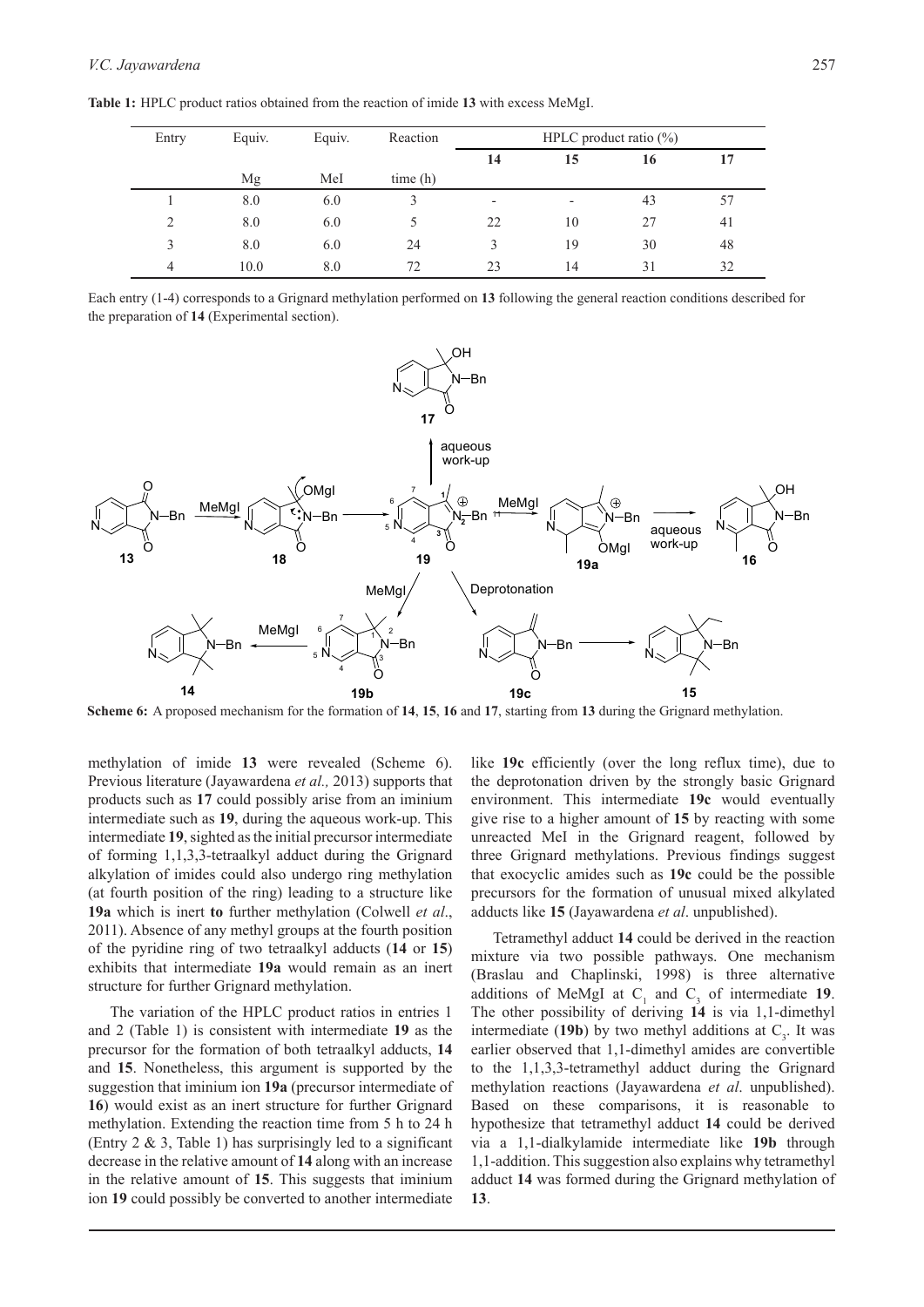**Table 1:** HPLC product ratios obtained from the reaction of imide **13** with excess MeMgI.

| Entry | Equiv. Mg | Equiv. MeI | Reaction time (h) | HPLC product ratio (%) **14** | **15** | **16** | **17** |
|---|---|---|---|---|---|---|---|
| 1 | 8.0 | 6.0 | 3 | - | - | 43 | 57 |
| 2 | 8.0 | 6.0 | 5 | 22 | 10 | 27 | 41 |
| 3 | 8.0 | 6.0 | 24 | 3 | 19 | 30 | 48 |
| 4 | 10.0 | 8.0 | 72 | 23 | 14 | 31 | 32 |

Each entry (1-4) corresponds to a Grignard methylation performed on **13** following the general reaction conditions described for the preparation of **14** (Experimental section).

**Scheme 6:** A proposed mechanism for the formation of **14**, **15**, **16** and **17**, starting from **13** during the Grignard methylation.

methylation of imide **13** were revealed (Scheme 6). Previous literature (Jayawardena *et al.,* 2013) supports that products such as **17** could possibly arise from an iminium intermediate such as **19**, during the aqueous work-up. This intermediate **19**, sighted as the initial precursor intermediate of forming 1,1,3,3-tetraalkyl adduct during the Grignard alkylation of imides could also undergo ring methylation (at fourth position of the ring) leading to a structure like **19a** which is inert **to** further methylation (Colwell *et al*., 2011). Absence of any methyl groups at the fourth position of the pyridine ring of two tetraalkyl adducts (**14** or **15**) exhibits that intermediate **19a** would remain as an inert structure for further Grignard methylation.

The variation of the HPLC product ratios in entries 1 and 2 (Table 1) is consistent with intermediate **19** as the precursor for the formation of both tetraalkyl adducts, **14** and **15**. Nonetheless, this argument is supported by the suggestion that iminium ion **19a** (precursor intermediate of **16**) would exist as an inert structure for further Grignard methylation. Extending the reaction time from 5 h to 24 h (Entry 2 & 3, Table 1) has surprisingly led to a significant decrease in the relative amount of **14** along with an increase in the relative amount of **15**. This suggests that iminium ion **19** could possibly be converted to another intermediate like **19c** efficiently (over the long reflux time), due to the deprotonation driven by the strongly basic Grignard environment. This intermediate **19c** would eventually give rise to a higher amount of **15** by reacting with some unreacted MeI in the Grignard reagent, followed by three Grignard methylations. Previous findings suggest that exocyclic amides such as **19c** could be the possible precursors for the formation of unusual mixed alkylated adducts like **15** (Jayawardena *et al*. unpublished).

Tetramethyl adduct **14** could be derived in the reaction mixture via two possible pathways. One mechanism (Braslau and Chaplinski, 1998) is three alternative additions of MeMgI at $C_1$ and $C_3$ of intermediate **19**. The other possibility of deriving **14** is via 1,1-dimethyl intermediate (**19b**) by two methyl additions at $C_3$. It was earlier observed that 1,1-dimethyl amides are convertible to the 1,1,3,3-tetramethyl adduct during the Grignard methylation reactions (Jayawardena *et al*. unpublished). Based on these comparisons, it is reasonable to hypothesize that tetramethyl adduct **14** could be derived via a 1,1-dialkylamide intermediate like **19b** through 1,1-addition. This suggestion also explains why tetramethyl adduct **14** was formed during the Grignard methylation of **13**.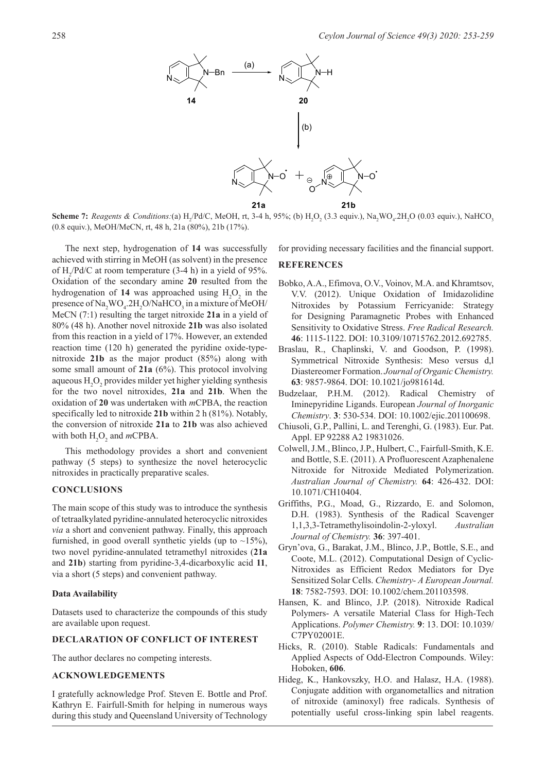**Scheme 7:** *Reagents & Conditions:*(a) $H_2$/Pd/C, MeOH, rt, 3-4 h, 95%; (b) $H_2O_2$ (3.3 equiv.), $Na_2WO_4.2H_2O$ (0.03 equiv.), $NaHCO_3$ (0.8 equiv.), MeOH/MeCN, rt, 48 h, 21a (80%), 21b (17%).

The next step, hydrogenation of **14** was successfully achieved with stirring in MeOH (as solvent) in the presence of $H_2$/Pd/C at room temperature (3-4 h) in a yield of 95%. Oxidation of the secondary amine **20** resulted from the hydrogenation of **14** was approached using $H_2O_2$ in the presence of $Na_2WO_4.2H_2O/NaHCO_3$ in a mixture of MeOH/MeCN (7:1) resulting the target nitroxide **21a** in a yield of 80% (48 h). Another novel nitroxide **21b** was also isolated from this reaction in a yield of 17%. However, an extended reaction time (120 h) generated the pyridine oxide-type-nitroxide **21b** as the major product (85%) along with some small amount of **21a** (6%). This protocol involving aqueous $H_2O_2$ provides milder yet higher yielding synthesis for the two novel nitroxides, **21a** and **21b**. When the oxidation of **20** was undertaken with *m*CPBA, the reaction specifically led to nitroxide **21b** within 2 h (81%). Notably, the conversion of nitroxide **21a** to **21b** was also achieved with both $H_2O_2$ and *m*CPBA.

This methodology provides a short and convenient pathway (5 steps) to synthesize the novel heterocyclic nitroxides in practically preparative scales.

## CONCLUSIONS

The main scope of this study was to introduce the synthesis of tetraalkylated pyridine-annulated heterocyclic nitroxides *via* a short and convenient pathway. Finally, this approach furnished, in good overall synthetic yields (up to ~15%), two novel pyridine-annulated tetramethyl nitroxides (**21a** and **21b**) starting from pyridine-3,4-dicarboxylic acid **11**, via a short (5 steps) and convenient pathway.

### Data Availability

Datasets used to characterize the compounds of this study are available upon request.

## DECLARATION OF CONFLICT OF INTEREST

The author declares no competing interests.

## ACKNOWLEDGEMENTS

I gratefully acknowledge Prof. Steven E. Bottle and Prof. Kathryn E. Fairfull-Smith for helping in numerous ways during this study and Queensland University of Technology for providing necessary facilities and the financial support.

## REFERENCES

Bobko, A.A., Efimova, O.V., Voinov, M.A. and Khramtsov, V.V. (2012). Unique Oxidation of Imidazolidine Nitroxides by Potassium Ferricyanide: Strategy for Designing Paramagnetic Probes with Enhanced Sensitivity to Oxidative Stress. *Free Radical Research.* **46**: 1115-1122. DOI: 10.3109/10715762.2012.692785.

Braslau, R., Chaplinski, V. and Goodson, P. (1998). Symmetrical Nitroxide Synthesis: Meso versus d,l Diastereomer Formation. *Journal of Organic Chemistry.* **63**: 9857-9864. DOI: 10.1021/jo981614d.

Budzelaar, P.H.M. (2012). Radical Chemistry of Iminepyridine Ligands. European *Journal of Inorganic Chemistry*. **3**: 530-534. DOI: 10.1002/ejic.201100698.

Chiusoli, G.P., Pallini, L. and Terenghi, G. (1983). Eur. Pat. Appl. EP 92288 A2 19831026.

Colwell, J.M., Blinco, J.P., Hulbert, C., Fairfull-Smith, K.E. and Bottle, S.E. (2011). A Profluorescent Azaphenalene Nitroxide for Nitroxide Mediated Polymerization. *Australian Journal of Chemistry.* **64**: 426-432. DOI: 10.1071/CH10404.

Griffiths, P.G., Moad, G., Rizzardo, E. and Solomon, D.H. (1983). Synthesis of the Radical Scavenger 1,1,3,3-Tetramethylisoindolin-2-yloxyl. *Australian Journal of Chemistry.* **36**: 397-401.

Gryn'ova, G., Barakat, J.M., Blinco, J.P., Bottle, S.E., and Coote, M.L. (2012). Computational Design of Cyclic-Nitroxides as Efficient Redox Mediators for Dye Sensitized Solar Cells. *Chemistry- A European Journal.* **18**: 7582-7593. DOI: 10.1002/chem.201103598.

Hansen, K. and Blinco, J.P. (2018). Nitroxide Radical Polymers- A versatile Material Class for High-Tech Applications. *Polymer Chemistry.* **9**: 13. DOI: 10.1039/C7PY02001E.

Hicks, R. (2010). Stable Radicals: Fundamentals and Applied Aspects of Odd-Electron Compounds. Wiley: Hoboken, **606**.

Hideg, K., Hankovszky, H.O. and Halasz, H.A. (1988). Conjugate addition with organometallics and nitration of nitroxide (aminoxyl) free radicals. Synthesis of potentially useful cross-linking spin label reagents.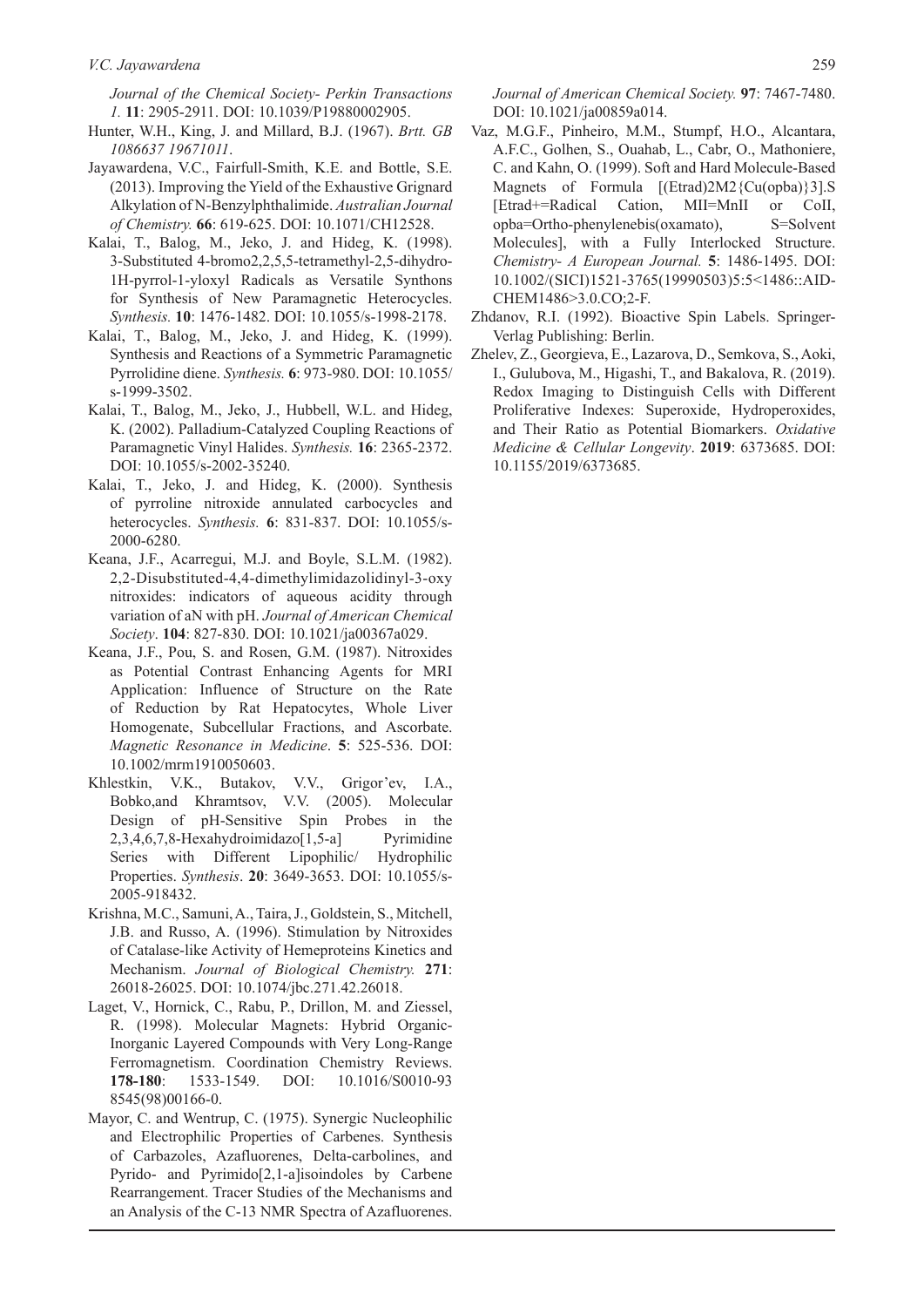*Journal of the Chemical Society- Perkin Transactions 1.* **11**: 2905-2911. DOI: 10.1039/P19880002905.

Hunter, W.H., King, J. and Millard, B.J. (1967). *Brtt. GB 1086637 19671011*.

Jayawardena, V.C., Fairfull-Smith, K.E. and Bottle, S.E. (2013). Improving the Yield of the Exhaustive Grignard Alkylation of N-Benzylphthalimide. *Australian Journal of Chemistry.* **66**: 619-625. DOI: 10.1071/CH12528.

Kalai, T., Balog, M., Jeko, J. and Hideg, K. (1998). 3-Substituted 4-bromo2,2,5,5-tetramethyl-2,5-dihydro-1H-pyrrol-1-yloxyl Radicals as Versatile Synthons for Synthesis of New Paramagnetic Heterocycles. *Synthesis.* **10**: 1476-1482. DOI: 10.1055/s-1998-2178.

Kalai, T., Balog, M., Jeko, J. and Hideg, K. (1999). Synthesis and Reactions of a Symmetric Paramagnetic Pyrrolidine diene. *Synthesis.* **6**: 973-980. DOI: 10.1055/s-1999-3502.

Kalai, T., Balog, M., Jeko, J., Hubbell, W.L. and Hideg, K. (2002). Palladium-Catalyzed Coupling Reactions of Paramagnetic Vinyl Halides. *Synthesis.* **16**: 2365-2372. DOI: 10.1055/s-2002-35240.

Kalai, T., Jeko, J. and Hideg, K. (2000). Synthesis of pyrroline nitroxide annulated carbocycles and heterocycles. *Synthesis.* **6**: 831-837. DOI: 10.1055/s-2000-6280.

Keana, J.F., Acarregui, M.J. and Boyle, S.L.M. (1982). 2,2-Disubstituted-4,4-dimethylimidazolidinyl-3-oxy nitroxides: indicators of aqueous acidity through variation of aN with pH. *Journal of American Chemical Society*. **104**: 827-830. DOI: 10.1021/ja00367a029.

Keana, J.F., Pou, S. and Rosen, G.M. (1987). Nitroxides as Potential Contrast Enhancing Agents for MRI Application: Influence of Structure on the Rate of Reduction by Rat Hepatocytes, Whole Liver Homogenate, Subcellular Fractions, and Ascorbate. *Magnetic Resonance in Medicine*. **5**: 525-536. DOI: 10.1002/mrm1910050603.

Khlestkin, V.K., Butakov, V.V., Grigor'ev, I.A., Bobko,and Khramtsov, V.V. (2005). Molecular Design of pH-Sensitive Spin Probes in the 2,3,4,6,7,8-Hexahydroimidazo[1,5-a] Pyrimidine Series with Different Lipophilic/ Hydrophilic Properties. *Synthesis*. **20**: 3649-3653. DOI: 10.1055/s-2005-918432.

Krishna, M.C., Samuni, A., Taira, J., Goldstein, S., Mitchell, J.B. and Russo, A. (1996). Stimulation by Nitroxides of Catalase-like Activity of Hemeproteins Kinetics and Mechanism. *Journal of Biological Chemistry.* **271**: 26018-26025. DOI: 10.1074/jbc.271.42.26018.

Laget, V., Hornick, C., Rabu, P., Drillon, M. and Ziessel, R. (1998). Molecular Magnets: Hybrid Organic-Inorganic Layered Compounds with Very Long-Range Ferromagnetism. Coordination Chemistry Reviews. **178-180**: 1533-1549. DOI: 10.1016/S0010-93 8545(98)00166-0.

Mayor, C. and Wentrup, C. (1975). Synergic Nucleophilic and Electrophilic Properties of Carbenes. Synthesis of Carbazoles, Azafluorenes, Delta-carbolines, and Pyrido- and Pyrimido[2,1-a]isoindoles by Carbene Rearrangement. Tracer Studies of the Mechanisms and an Analysis of the C-13 NMR Spectra of Azafluorenes. *Journal of American Chemical Society.* **97**: 7467-7480. DOI: 10.1021/ja00859a014.

Vaz, M.G.F., Pinheiro, M.M., Stumpf, H.O., Alcantara, A.F.C., Golhen, S., Ouahab, L., Cabr, O., Mathoniere, C. and Kahn, O. (1999). Soft and Hard Molecule-Based Magnets of Formula [(Etrad)2M2{Cu(opba)}3].S [Etrad+=Radical Cation, MII=MnII or CoII, opba=Ortho-phenylenebis(oxamato), S=Solvent Molecules], with a Fully Interlocked Structure. *Chemistry- A European Journal.* **5**: 1486-1495. DOI: 10.1002/(SICI)1521-3765(19990503)5:5<1486::AID-CHEM1486>3.0.CO;2-F.

Zhdanov, R.I. (1992). Bioactive Spin Labels. Springer-Verlag Publishing: Berlin.

Zhelev, Z., Georgieva, E., Lazarova, D., Semkova, S., Aoki, I., Gulubova, M., Higashi, T., and Bakalova, R. (2019). Redox Imaging to Distinguish Cells with Different Proliferative Indexes: Superoxide, Hydroperoxides, and Their Ratio as Potential Biomarkers. *Oxidative Medicine & Cellular Longevity*. **2019**: 6373685. DOI: 10.1155/2019/6373685.